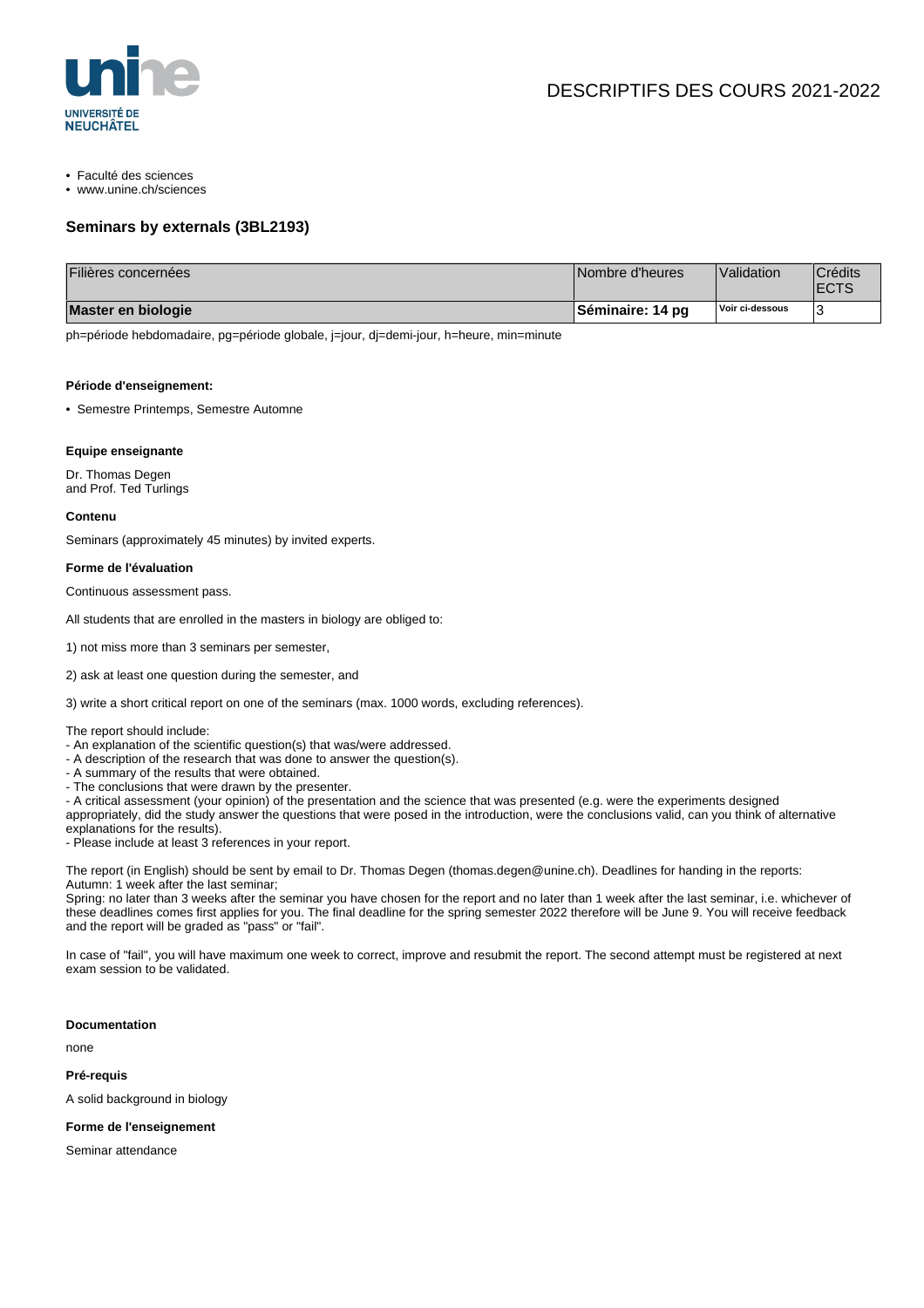# DESCRIPTIFS DES COURS 2021-2022

- Faculté des sciences
- www.unine.ch/sciences

## Seminars by externals (3BL2193)

| Filières concernées | Nombre d'heures | Validation | Crédits ECTS |
|---|---|---|---|
| **Master en biologie** | **Séminaire: 14 pg** | **Voir ci-dessous** | 3 |

ph=période hebdomadaire, pg=période globale, j=jour, dj=demi-jour, h=heure, min=minute

#### Période d'enseignement:

- Semestre Printemps, Semestre Automne

#### Equipe enseignante

Dr. Thomas Degen
and Prof. Ted Turlings

#### Contenu

Seminars (approximately 45 minutes) by invited experts.

#### Forme de l'évaluation

Continuous assessment pass.

All students that are enrolled in the masters in biology are obliged to:

1) not miss more than 3 seminars per semester,

2) ask at least one question during the semester, and

3) write a short critical report on one of the seminars (max. 1000 words, excluding references).

The report should include:
- An explanation of the scientific question(s) that was/were addressed.
- A description of the research that was done to answer the question(s).
- A summary of the results that were obtained.
- The conclusions that were drawn by the presenter.
- A critical assessment (your opinion) of the presentation and the science that was presented (e.g. were the experiments designed appropriately, did the study answer the questions that were posed in the introduction, were the conclusions valid, can you think of alternative explanations for the results).
- Please include at least 3 references in your report.

The report (in English) should be sent by email to Dr. Thomas Degen (thomas.degen@unine.ch). Deadlines for handing in the reports:
Autumn: 1 week after the last seminar;
Spring: no later than 3 weeks after the seminar you have chosen for the report and no later than 1 week after the last seminar, i.e. whichever of these deadlines comes first applies for you. The final deadline for the spring semester 2022 therefore will be June 9. You will receive feedback and the report will be graded as "pass" or "fail".

In case of "fail", you will have maximum one week to correct, improve and resubmit the report. The second attempt must be registered at next exam session to be validated.

#### Documentation

none

#### Pré-requis

A solid background in biology

#### Forme de l'enseignement

Seminar attendance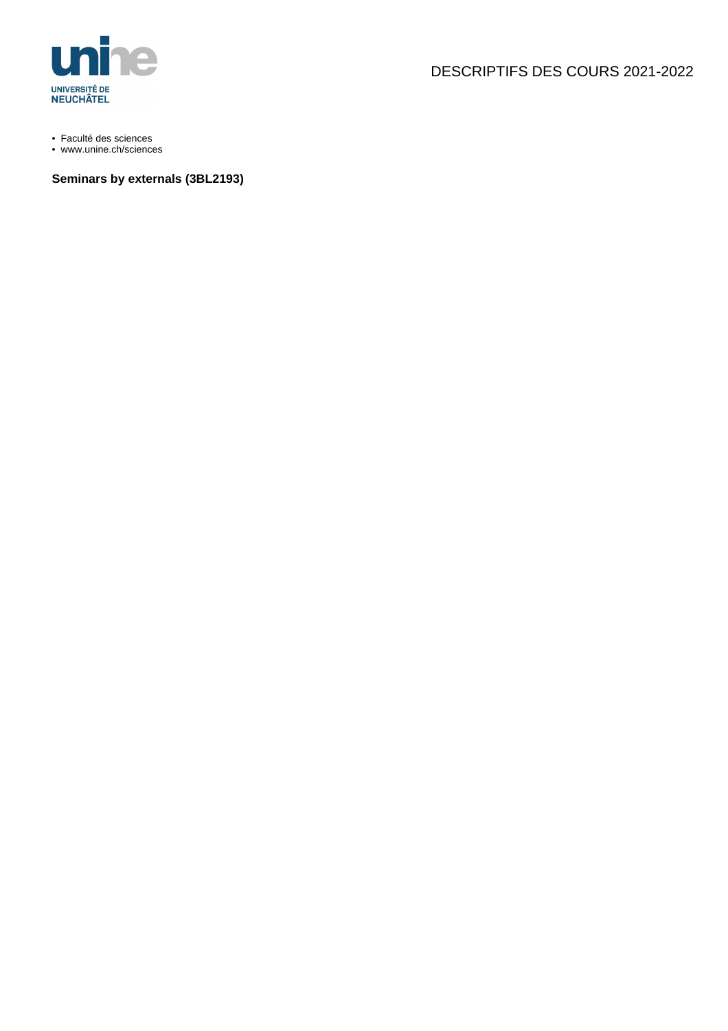- Faculté des sciences
- www.unine.ch/sciences

**Seminars by externals (3BL2193)**